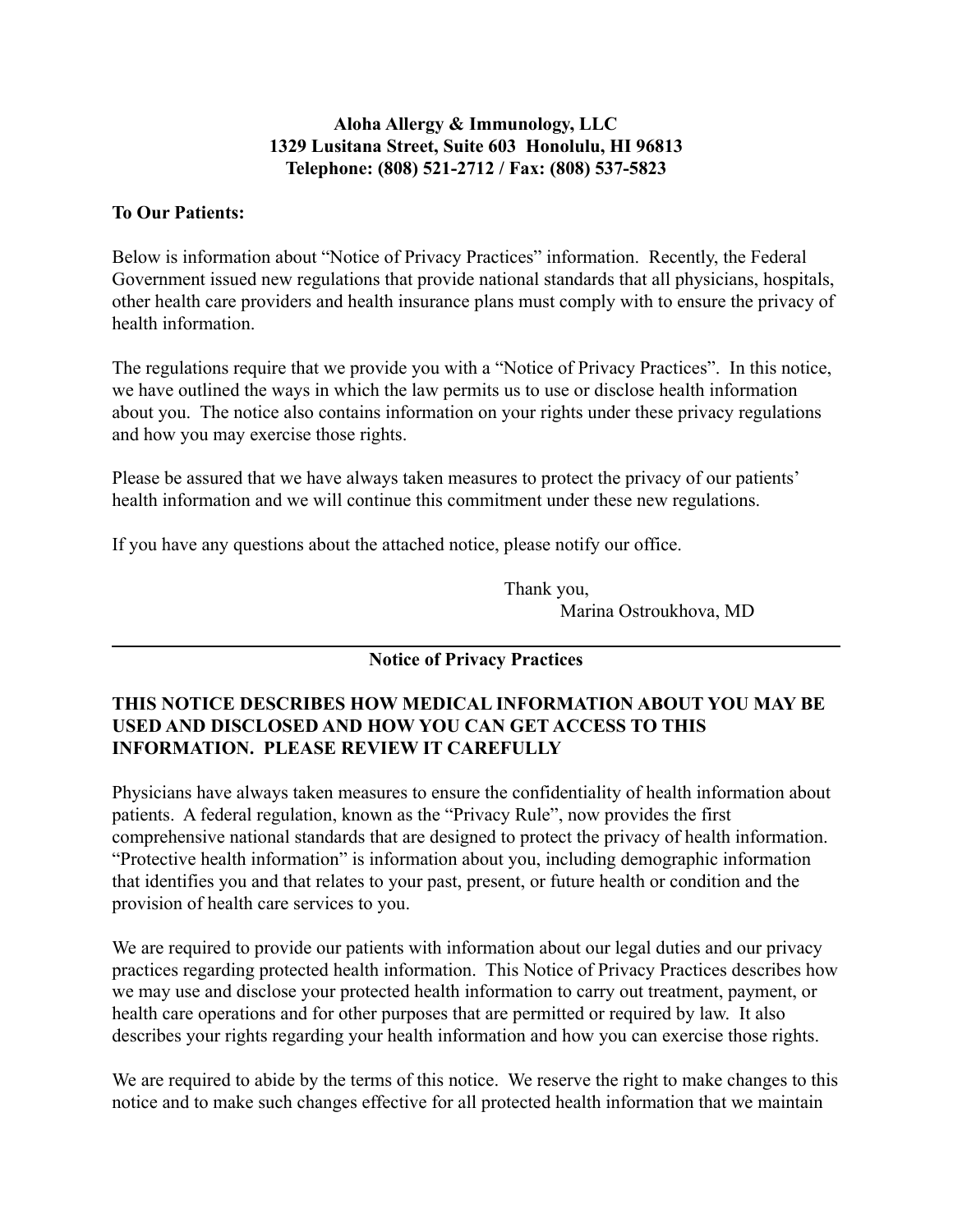**Aloha Allergy & Immunology, LLC**
**1329 Lusitana Street, Suite 603 Honolulu, HI 96813**
**Telephone: (808) 521-2712 / Fax: (808) 537-5823**

**To Our Patients:**

Below is information about "Notice of Privacy Practices" information. Recently, the Federal Government issued new regulations that provide national standards that all physicians, hospitals, other health care providers and health insurance plans must comply with to ensure the privacy of health information.

The regulations require that we provide you with a "Notice of Privacy Practices". In this notice, we have outlined the ways in which the law permits us to use or disclose health information about you. The notice also contains information on your rights under these privacy regulations and how you may exercise those rights.

Please be assured that we have always taken measures to protect the privacy of our patients' health information and we will continue this commitment under these new regulations.

If you have any questions about the attached notice, please notify our office.

Thank you,
Marina Ostroukhova, MD

---

## Notice of Privacy Practices

**THIS NOTICE DESCRIBES HOW MEDICAL INFORMATION ABOUT YOU MAY BE USED AND DISCLOSED AND HOW YOU CAN GET ACCESS TO THIS INFORMATION. PLEASE REVIEW IT CAREFULLY**

Physicians have always taken measures to ensure the confidentiality of health information about patients. A federal regulation, known as the "Privacy Rule", now provides the first comprehensive national standards that are designed to protect the privacy of health information. "Protective health information" is information about you, including demographic information that identifies you and that relates to your past, present, or future health or condition and the provision of health care services to you.

We are required to provide our patients with information about our legal duties and our privacy practices regarding protected health information. This Notice of Privacy Practices describes how we may use and disclose your protected health information to carry out treatment, payment, or health care operations and for other purposes that are permitted or required by law. It also describes your rights regarding your health information and how you can exercise those rights.

We are required to abide by the terms of this notice. We reserve the right to make changes to this notice and to make such changes effective for all protected health information that we maintain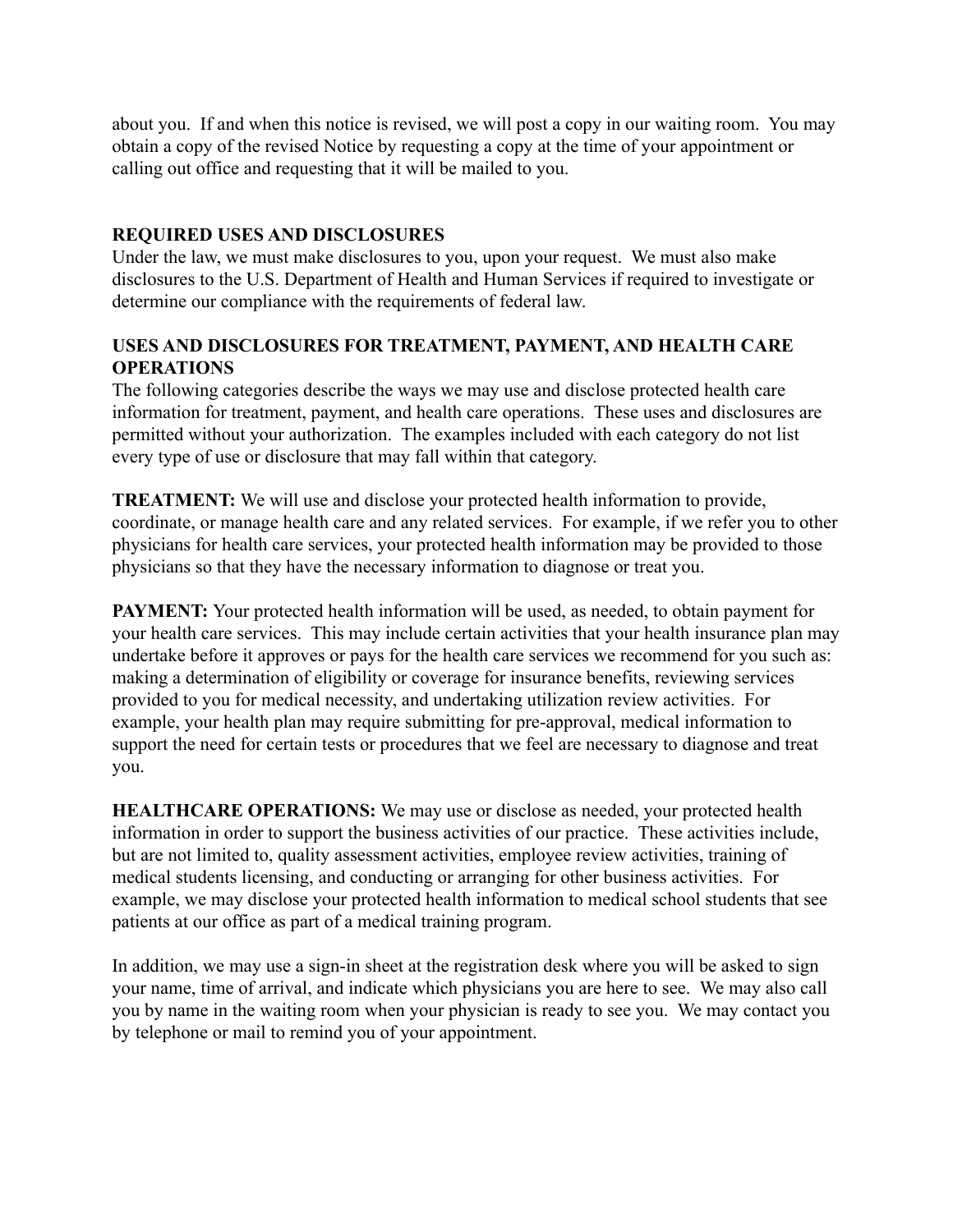about you. If and when this notice is revised, we will post a copy in our waiting room. You may obtain a copy of the revised Notice by requesting a copy at the time of your appointment or calling out office and requesting that it will be mailed to you.

**REQUIRED USES AND DISCLOSURES**

Under the law, we must make disclosures to you, upon your request. We must also make disclosures to the U.S. Department of Health and Human Services if required to investigate or determine our compliance with the requirements of federal law.

**USES AND DISCLOSURES FOR TREATMENT, PAYMENT, AND HEALTH CARE OPERATIONS**

The following categories describe the ways we may use and disclose protected health care information for treatment, payment, and health care operations. These uses and disclosures are permitted without your authorization. The examples included with each category do not list every type of use or disclosure that may fall within that category.

**TREATMENT:** We will use and disclose your protected health information to provide, coordinate, or manage health care and any related services. For example, if we refer you to other physicians for health care services, your protected health information may be provided to those physicians so that they have the necessary information to diagnose or treat you.

**PAYMENT:** Your protected health information will be used, as needed, to obtain payment for your health care services. This may include certain activities that your health insurance plan may undertake before it approves or pays for the health care services we recommend for you such as: making a determination of eligibility or coverage for insurance benefits, reviewing services provided to you for medical necessity, and undertaking utilization review activities. For example, your health plan may require submitting for pre-approval, medical information to support the need for certain tests or procedures that we feel are necessary to diagnose and treat you.

**HEALTHCARE OPERATIONS:** We may use or disclose as needed, your protected health information in order to support the business activities of our practice. These activities include, but are not limited to, quality assessment activities, employee review activities, training of medical students licensing, and conducting or arranging for other business activities. For example, we may disclose your protected health information to medical school students that see patients at our office as part of a medical training program.

In addition, we may use a sign-in sheet at the registration desk where you will be asked to sign your name, time of arrival, and indicate which physicians you are here to see. We may also call you by name in the waiting room when your physician is ready to see you. We may contact you by telephone or mail to remind you of your appointment.